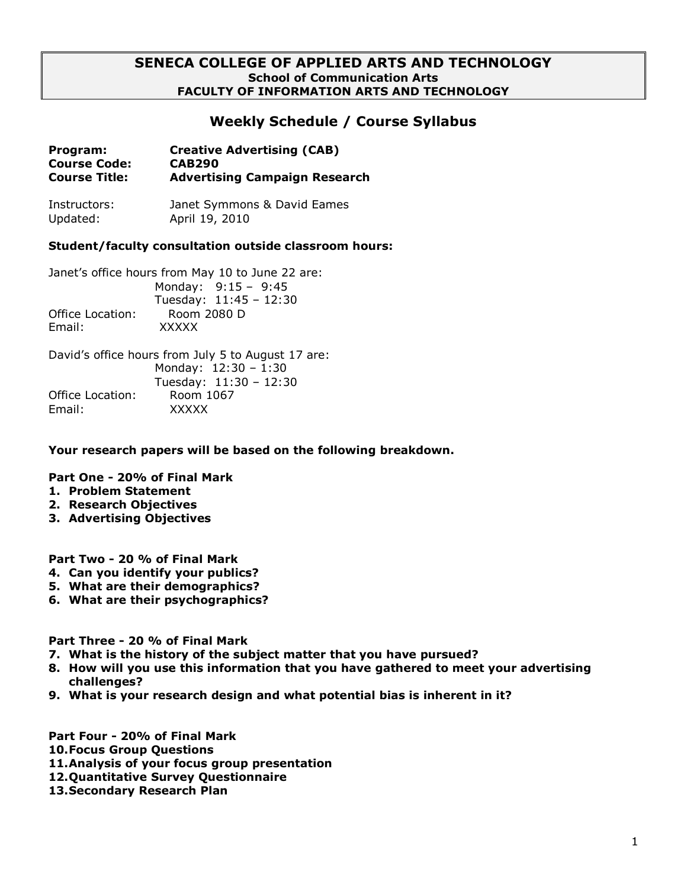# SENECA COLLEGE OF APPLIED ARTS AND TECHNOLOGY

**School of Communication Arts**

**FACULTY OF INFORMATION ARTS AND TECHNOLOGY**

## Weekly Schedule / Course Syllabus

**Program:** **Creative Advertising (CAB)**
**Course Code:** **CAB290**
**Course Title:** **Advertising Campaign Research**

Instructors: Janet Symmons & David Eames
Updated: April 19, 2010

**Student/faculty consultation outside classroom hours:**

Janet's office hours from May 10 to June 22 are:
Monday: 9:15 – 9:45
Tuesday: 11:45 – 12:30
Office Location: Room 2080 D
Email: XXXXX

David's office hours from July 5 to August 17 are:
Monday: 12:30 – 1:30
Tuesday: 11:30 – 12:30
Office Location: Room 1067
Email: XXXXX

**Your research papers will be based on the following breakdown.**

**Part One - 20% of Final Mark**

1. **Problem Statement**
2. **Research Objectives**
3. **Advertising Objectives**

**Part Two - 20 % of Final Mark**

4. **Can you identify your publics?**
5. **What are their demographics?**
6. **What are their psychographics?**

**Part Three - 20 % of Final Mark**

7. **What is the history of the subject matter that you have pursued?**
8. **How will you use this information that you have gathered to meet your advertising challenges?**
9. **What is your research design and what potential bias is inherent in it?**

**Part Four - 20% of Final Mark**

10. **Focus Group Questions**
11. **Analysis of your focus group presentation**
12. **Quantitative Survey Questionnaire**
13. **Secondary Research Plan**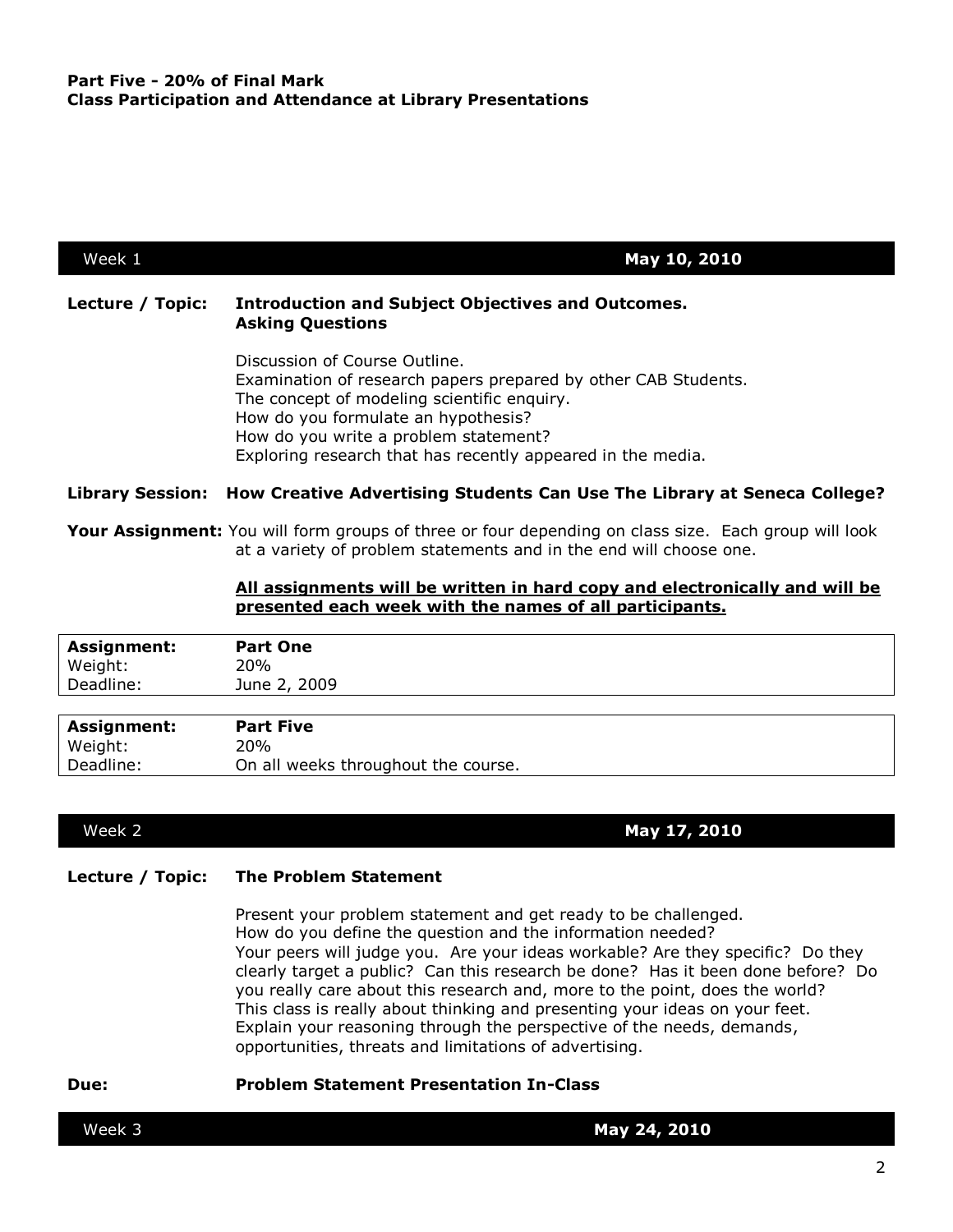**Part Five - 20% of Final Mark**
**Class Participation and Attendance at Library Presentations**

| Week 1 | **May 10, 2010** |
|---|---|

**Lecture / Topic:** **Introduction and Subject Objectives and Outcomes. Asking Questions**

Discussion of Course Outline.
Examination of research papers prepared by other CAB Students.
The concept of modeling scientific enquiry.
How do you formulate an hypothesis?
How do you write a problem statement?
Exploring research that has recently appeared in the media.

**Library Session:** **How Creative Advertising Students Can Use The Library at Seneca College?**

**Your Assignment:** You will form groups of three or four depending on class size. Each group will look at a variety of problem statements and in the end will choose one.

**<u>All assignments will be written in hard copy and electronically and will be presented each week with the names of all participants.</u>**

| **Assignment:** | **Part One** |
|---|---|
| Weight: | 20% |
| Deadline: | June 2, 2009 |

| **Assignment:** | **Part Five** |
|---|---|
| Weight: | 20% |
| Deadline: | On all weeks throughout the course. |

| Week 2 | **May 17, 2010** |
|---|---|

**Lecture / Topic:** **The Problem Statement**

Present your problem statement and get ready to be challenged.
How do you define the question and the information needed?
Your peers will judge you. Are your ideas workable? Are they specific? Do they clearly target a public? Can this research be done? Has it been done before? Do you really care about this research and, more to the point, does the world?
This class is really about thinking and presenting your ideas on your feet.
Explain your reasoning through the perspective of the needs, demands, opportunities, threats and limitations of advertising.

**Due:** **Problem Statement Presentation In-Class**

| Week 3 | **May 24, 2010** |
|---|---|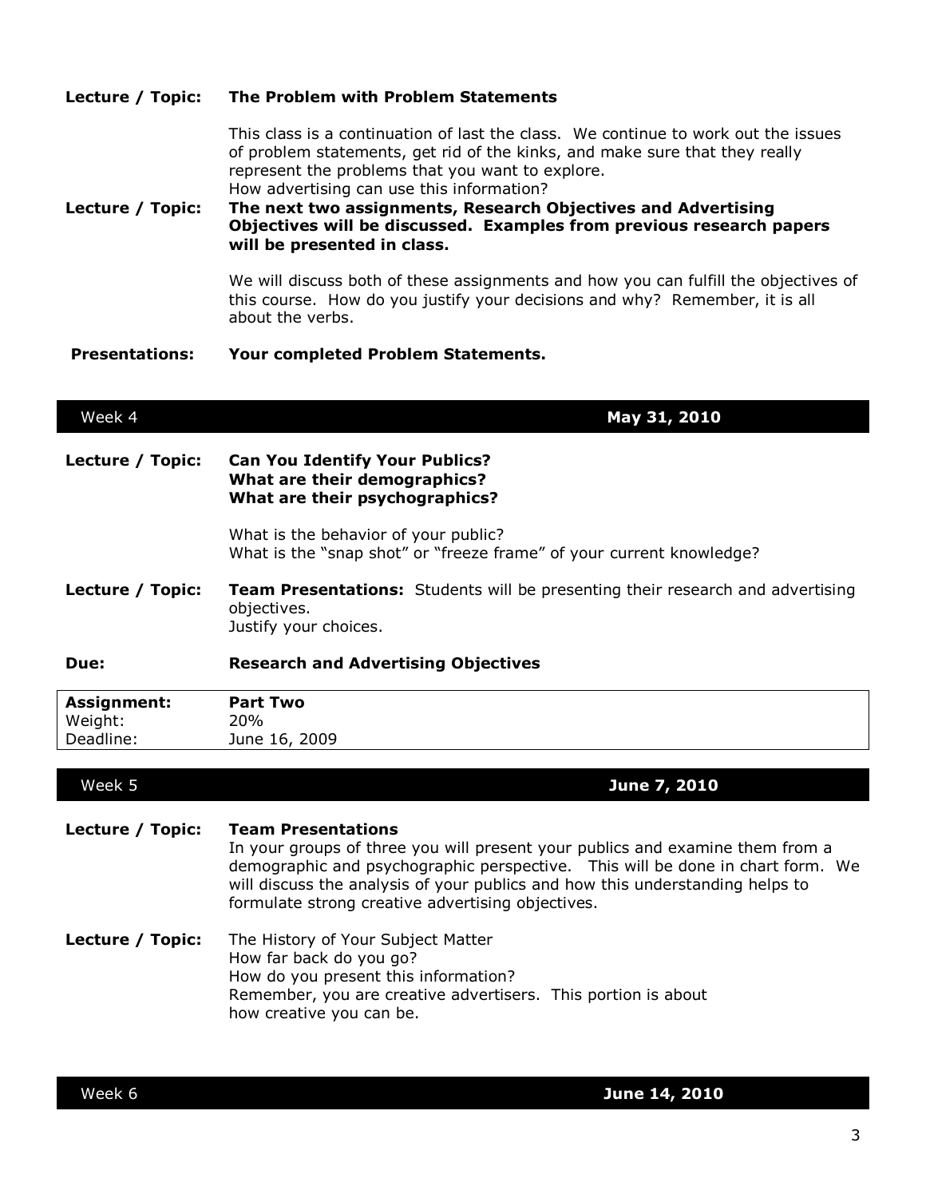**Lecture / Topic:** **The Problem with Problem Statements**

This class is a continuation of last the class. We continue to work out the issues of problem statements, get rid of the kinks, and make sure that they really represent the problems that you want to explore.
How advertising can use this information?

**Lecture / Topic:** **The next two assignments, Research Objectives and Advertising Objectives will be discussed. Examples from previous research papers will be presented in class.**

We will discuss both of these assignments and how you can fulfill the objectives of this course. How do you justify your decisions and why? Remember, it is all about the verbs.

**Presentations:** **Your completed Problem Statements.**

## Week 4 — May 31, 2010

**Lecture / Topic:** **Can You Identify Your Publics?**
**What are their demographics?**
**What are their psychographics?**

What is the behavior of your public?
What is the "snap shot" or "freeze frame" of your current knowledge?

**Lecture / Topic:** **Team Presentations:** Students will be presenting their research and advertising objectives.
Justify your choices.

**Due:** **Research and Advertising Objectives**

| **Assignment:** | **Part Two** |
|---|---|
| Weight: | 20% |
| Deadline: | June 16, 2009 |

## Week 5 — June 7, 2010

**Lecture / Topic:** **Team Presentations**
In your groups of three you will present your publics and examine them from a demographic and psychographic perspective. This will be done in chart form. We will discuss the analysis of your publics and how this understanding helps to formulate strong creative advertising objectives.

**Lecture / Topic:** The History of Your Subject Matter
How far back do you go?
How do you present this information?
Remember, you are creative advertisers. This portion is about how creative you can be.

## Week 6 — June 14, 2010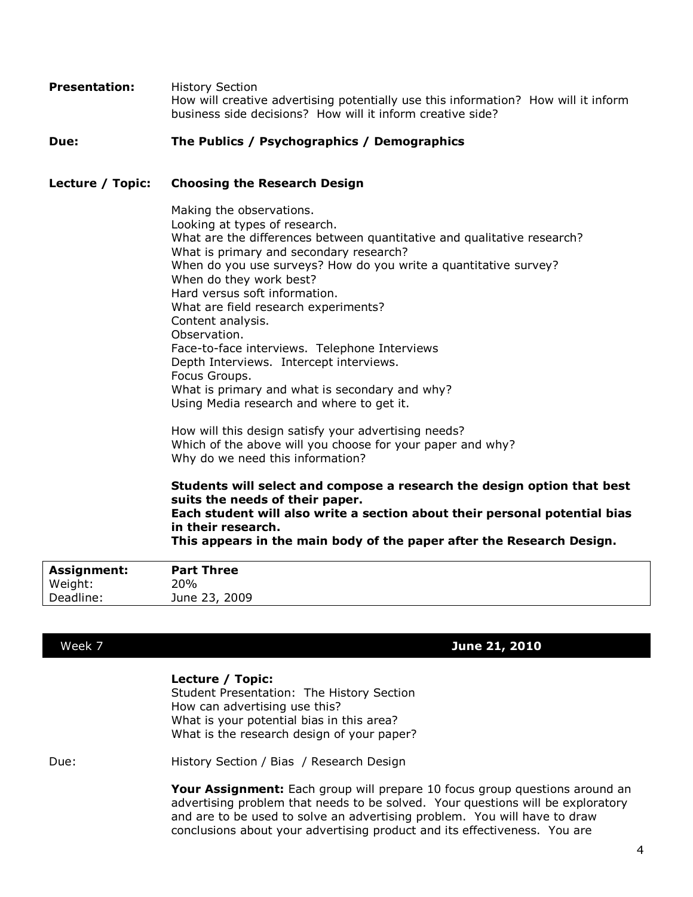**Presentation:** History Section
How will creative advertising potentially use this information? How will it inform business side decisions? How will it inform creative side?

**Due:** **The Publics / Psychographics / Demographics**

**Lecture / Topic:** **Choosing the Research Design**

Making the observations.
Looking at types of research.
What are the differences between quantitative and qualitative research?
What is primary and secondary research?
When do you use surveys? How do you write a quantitative survey?
When do they work best?
Hard versus soft information.
What are field research experiments?
Content analysis.
Observation.
Face-to-face interviews. Telephone Interviews
Depth Interviews. Intercept interviews.
Focus Groups.
What is primary and what is secondary and why?
Using Media research and where to get it.

How will this design satisfy your advertising needs?
Which of the above will you choose for your paper and why?
Why do we need this information?

**Students will select and compose a research the design option that best suits the needs of their paper.**
**Each student will also write a section about their personal potential bias in their research.**
**This appears in the main body of the paper after the Research Design.**

| **Assignment:** | **Part Three** |
| --- | --- |
| Weight: | 20% |
| Deadline: | June 23, 2009 |

## Week 7 **June 21, 2010**

**Lecture / Topic:**
Student Presentation: The History Section
How can advertising use this?
What is your potential bias in this area?
What is the research design of your paper?

Due: History Section / Bias / Research Design

**Your Assignment:** Each group will prepare 10 focus group questions around an advertising problem that needs to be solved. Your questions will be exploratory and are to be used to solve an advertising problem. You will have to draw conclusions about your advertising product and its effectiveness. You are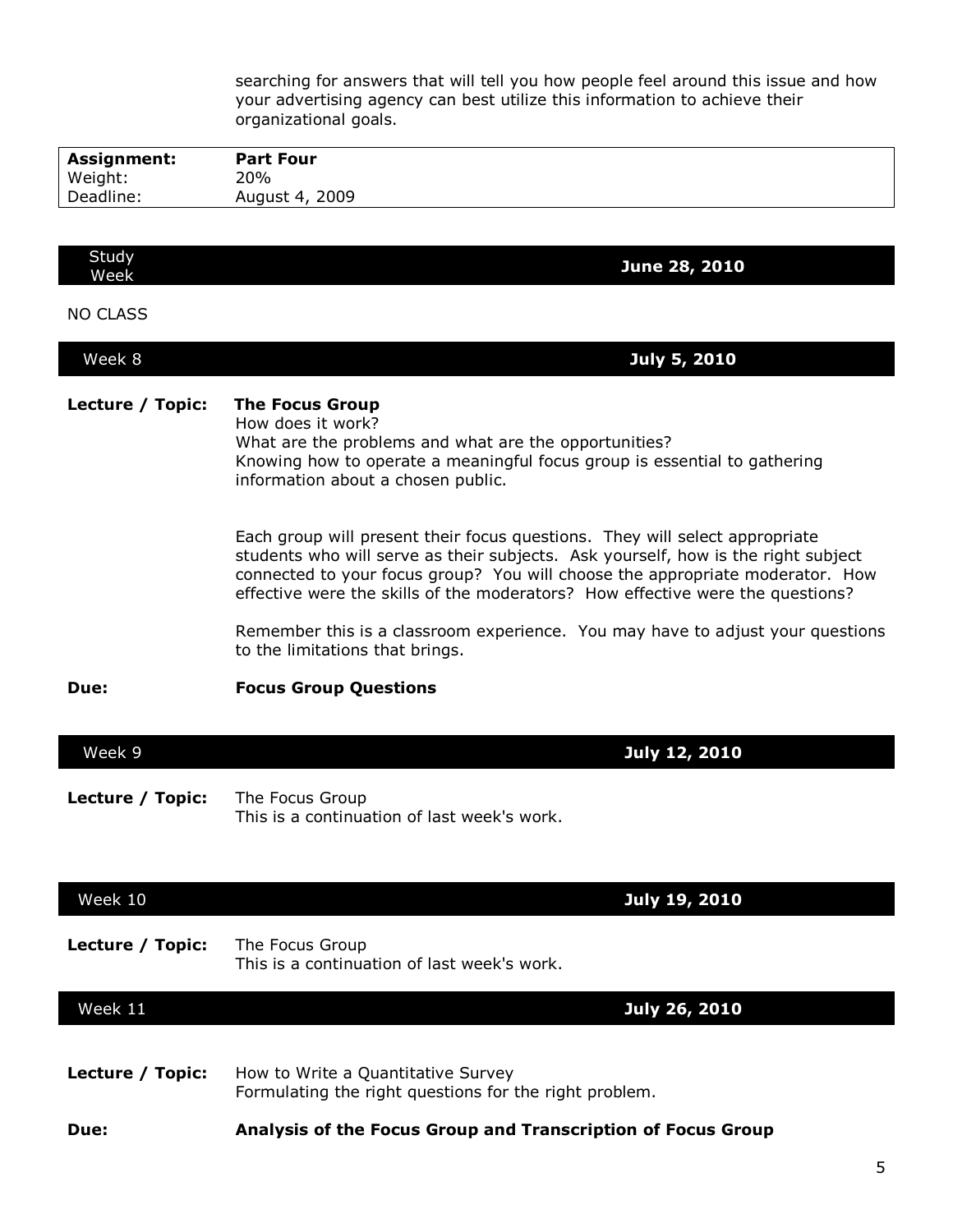searching for answers that will tell you how people feel around this issue and how your advertising agency can best utilize this information to achieve their organizational goals.

| **Assignment:** | **Part Four** |
| --- | --- |
| Weight: | 20% |
| Deadline: | August 4, 2009 |

## Study Week — June 28, 2010

NO CLASS

## Week 8 — July 5, 2010

**Lecture / Topic:** **The Focus Group**

How does it work?
What are the problems and what are the opportunities?
Knowing how to operate a meaningful focus group is essential to gathering information about a chosen public.

Each group will present their focus questions. They will select appropriate students who will serve as their subjects. Ask yourself, how is the right subject connected to your focus group? You will choose the appropriate moderator. How effective were the skills of the moderators? How effective were the questions?

Remember this is a classroom experience. You may have to adjust your questions to the limitations that brings.

**Due:** **Focus Group Questions**

## Week 9 — July 12, 2010

**Lecture / Topic:** The Focus Group
This is a continuation of last week's work.

## Week 10 — July 19, 2010

**Lecture / Topic:** The Focus Group
This is a continuation of last week's work.

## Week 11 — July 26, 2010

**Lecture / Topic:** How to Write a Quantitative Survey
Formulating the right questions for the right problem.

**Due:** **Analysis of the Focus Group and Transcription of Focus Group**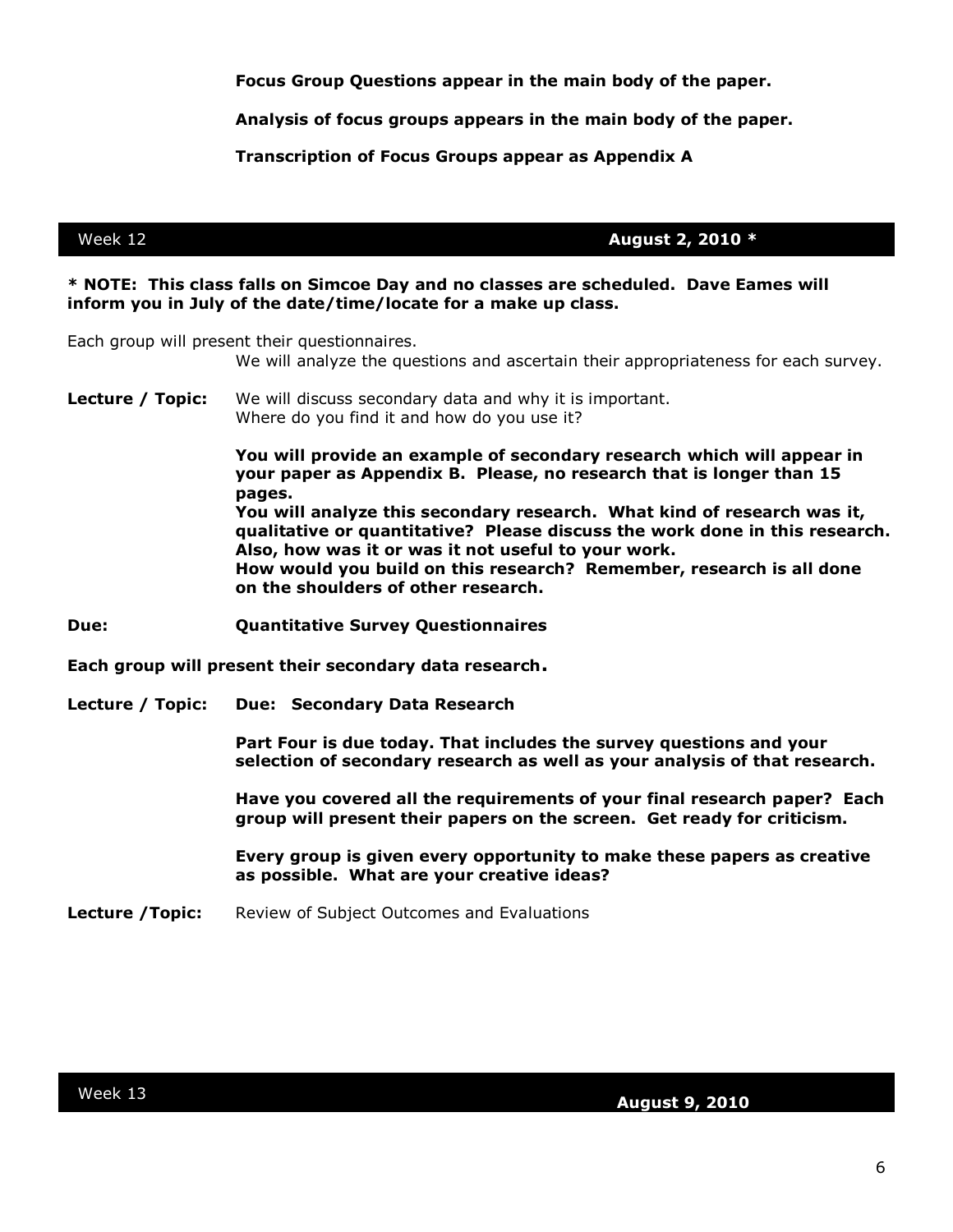**Focus Group Questions appear in the main body of the paper.**

**Analysis of focus groups appears in the main body of the paper.**

**Transcription of Focus Groups appear as Appendix A**

## Week 12 — **August 2, 2010 ***

*** NOTE: This class falls on Simcoe Day and no classes are scheduled. Dave Eames will inform you in July of the date/time/locate for a make up class.**

Each group will present their questionnaires.

We will analyze the questions and ascertain their appropriateness for each survey.

**Lecture / Topic:** We will discuss secondary data and why it is important.
Where do you find it and how do you use it?

**You will provide an example of secondary research which will appear in your paper as Appendix B. Please, no research that is longer than 15 pages.**
**You will analyze this secondary research. What kind of research was it, qualitative or quantitative? Please discuss the work done in this research. Also, how was it or was it not useful to your work.**
**How would you build on this research? Remember, research is all done on the shoulders of other research.**

**Due: Quantitative Survey Questionnaires**

**Each group will present their secondary data research.**

**Lecture / Topic: Due: Secondary Data Research**

**Part Four is due today. That includes the survey questions and your selection of secondary research as well as your analysis of that research.**

**Have you covered all the requirements of your final research paper? Each group will present their papers on the screen. Get ready for criticism.**

**Every group is given every opportunity to make these papers as creative as possible. What are your creative ideas?**

**Lecture /Topic:** Review of Subject Outcomes and Evaluations

## Week 13 — **August 9, 2010**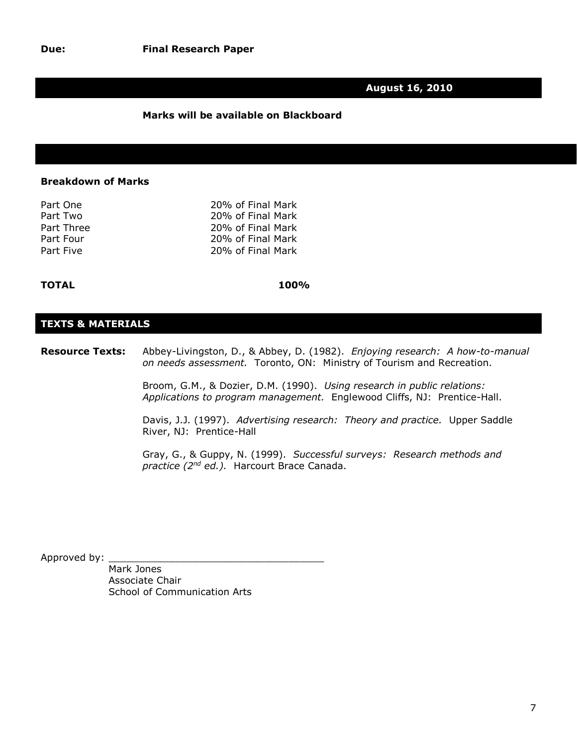**Due:** **Final Research Paper**

**August 16, 2010**

**Marks will be available on Blackboard**

**Breakdown of Marks**

| | |
|---|---|
| Part One | 20% of Final Mark |
| Part Two | 20% of Final Mark |
| Part Three | 20% of Final Mark |
| Part Four | 20% of Final Mark |
| Part Five | 20% of Final Mark |
| **TOTAL** | **100%** |

## TEXTS & MATERIALS

**Resource Texts:**

Abbey-Livingston, D., & Abbey, D. (1982). *Enjoying research: A how-to-manual on needs assessment.* Toronto, ON: Ministry of Tourism and Recreation.

Broom, G.M., & Dozier, D.M. (1990). *Using research in public relations: Applications to program management.* Englewood Cliffs, NJ: Prentice-Hall.

Davis, J.J. (1997). *Advertising research: Theory and practice.* Upper Saddle River, NJ: Prentice-Hall

Gray, G., & Guppy, N. (1999). *Successful surveys: Research methods and practice (2nd ed.).* Harcourt Brace Canada.

Approved by: ____________________________________

Mark Jones
Associate Chair
School of Communication Arts